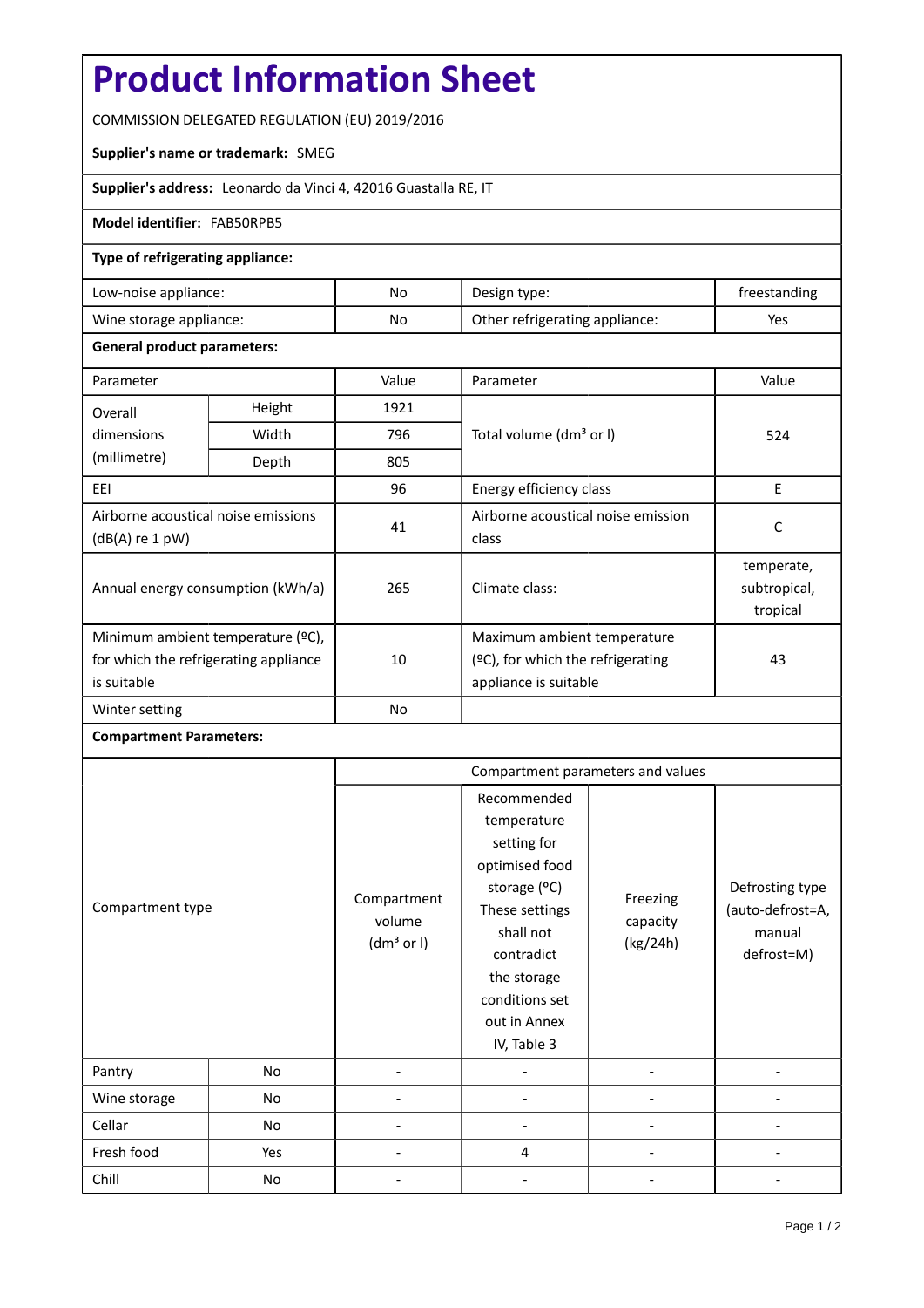# Product Information Sheet

COMMISSION DELEGATED REGULATION (EU) 2019/2016

**Supplier's name or trademark:** SMEG

**Supplier's address:** Leonardo da Vinci 4, 42016 Guastalla RE, IT

**Model identifier:** FAB50RPB5

**Type of refrigerating appliance:**

| | | | |
|---|---|---|---|
| Low-noise appliance: | No | Design type: | freestanding |
| Wine storage appliance: | No | Other refrigerating appliance: | Yes |

**General product parameters:**

| Parameter | | Value | Parameter | Value |
|---|---|---|---|---|
| Overall dimensions (millimetre) | Height | 1921 | Total volume (dm³ or l) | 524 |
| | Width | 796 | | |
| | Depth | 805 | | |
| EEI | | 96 | Energy efficiency class | E |
| Airborne acoustical noise emissions (dB(A) re 1 pW) | | 41 | Airborne acoustical noise emission class | C |
| Annual energy consumption (kWh/a) | | 265 | Climate class: | temperate, subtropical, tropical |
| Minimum ambient temperature (ºC), for which the refrigerating appliance is suitable | | 10 | Maximum ambient temperature (ºC), for which the refrigerating appliance is suitable | 43 |
| Winter setting | | No | | |

**Compartment Parameters:**

| Compartment type | | Compartment parameters and values | | | |
|---|---|---|---|---|---|
| | | Compartment volume (dm³ or l) | Recommended temperature setting for optimised food storage (ºC) These settings shall not contradict the storage conditions set out in Annex IV, Table 3 | Freezing capacity (kg/24h) | Defrosting type (auto-defrost=A, manual defrost=M) |
| Pantry | No | - | - | - | - |
| Wine storage | No | - | - | - | - |
| Cellar | No | - | - | - | - |
| Fresh food | Yes | - | 4 | - | - |
| Chill | No | - | - | - | - |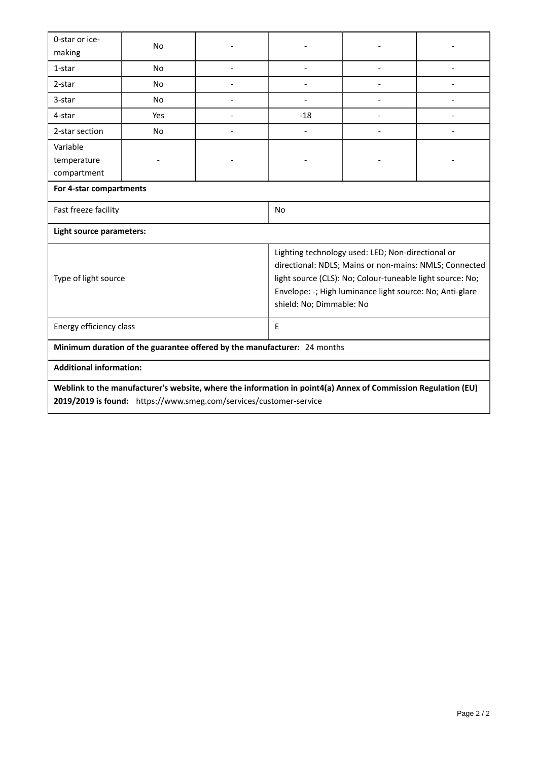| | | | | | |
|---|---|---|---|---|---|
| 0-star or ice-making | No | - | - | - | - |
| 1-star | No | - | - | - | - |
| 2-star | No | - | - | - | - |
| 3-star | No | - | - | - | - |
| 4-star | Yes | - | -18 | - | - |
| 2-star section | No | - | - | - | - |
| Variable temperature compartment | - | - | - | - | - |
| **For 4-star compartments** | | | | | |
| Fast freeze facility | | | No | | |
| **Light source parameters:** | | | | | |
| Type of light source | | | Lighting technology used: LED; Non-directional or directional: NDLS; Mains or non-mains: NMLS; Connected light source (CLS): No; Colour-tuneable light source: No; Envelope: -; High luminance light source: No; Anti-glare shield: No; Dimmable: No | | |
| Energy efficiency class | | | E | | |
| **Minimum duration of the guarantee offered by the manufacturer:** 24 months | | | | | |
| **Additional information:** | | | | | |
| **Weblink to the manufacturer's website, where the information in point4(a) Annex of Commission Regulation (EU) 2019/2019 is found:** https://www.smeg.com/services/customer-service | | | | | |